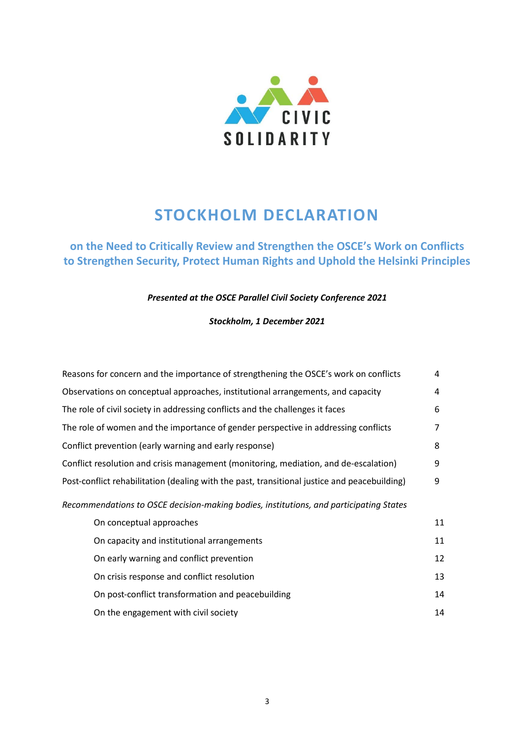CIVIC SOLIDARITY

# STOCKHOLM DECLARATION

## on the Need to Critically Review and Strengthen the OSCE's Work on Conflicts to Strengthen Security, Protect Human Rights and Uphold the Helsinki Principles

***Presented at the OSCE Parallel Civil Society Conference 2021***

***Stockholm, 1 December 2021***

| | |
|---|---|
| Reasons for concern and the importance of strengthening the OSCE's work on conflicts | 4 |
| Observations on conceptual approaches, institutional arrangements, and capacity | 4 |
| The role of civil society in addressing conflicts and the challenges it faces | 6 |
| The role of women and the importance of gender perspective in addressing conflicts | 7 |
| Conflict prevention (early warning and early response) | 8 |
| Conflict resolution and crisis management (monitoring, mediation, and de-escalation) | 9 |
| Post-conflict rehabilitation (dealing with the past, transitional justice and peacebuilding) | 9 |
| *Recommendations to OSCE decision-making bodies, institutions, and participating States* | |
| On conceptual approaches | 11 |
| On capacity and institutional arrangements | 11 |
| On early warning and conflict prevention | 12 |
| On crisis response and conflict resolution | 13 |
| On post-conflict transformation and peacebuilding | 14 |
| On the engagement with civil society | 14 |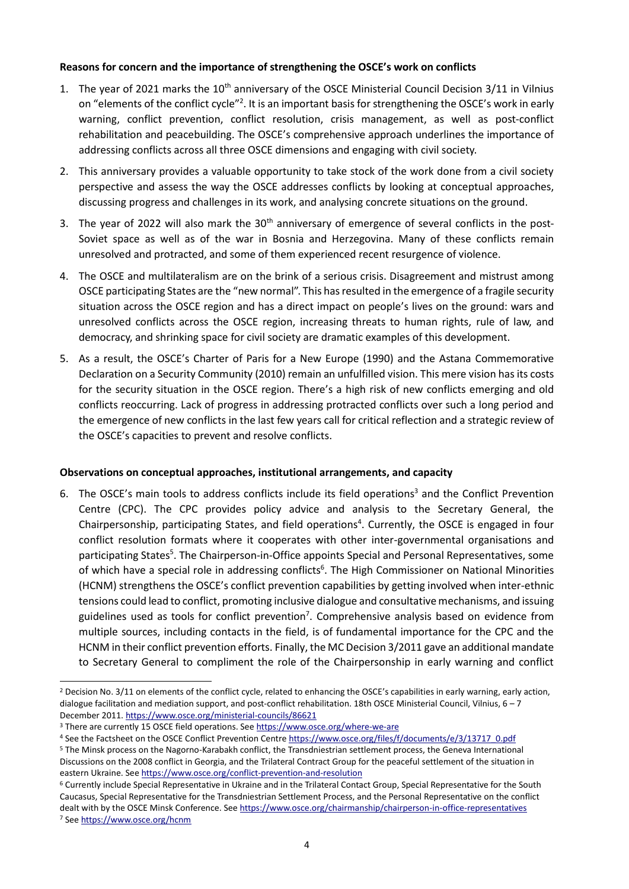**Reasons for concern and the importance of strengthening the OSCE's work on conflicts**

1. The year of 2021 marks the 10th anniversary of the OSCE Ministerial Council Decision 3/11 in Vilnius on "elements of the conflict cycle"[2]. It is an important basis for strengthening the OSCE's work in early warning, conflict prevention, conflict resolution, crisis management, as well as post-conflict rehabilitation and peacebuilding. The OSCE's comprehensive approach underlines the importance of addressing conflicts across all three OSCE dimensions and engaging with civil society.
2. This anniversary provides a valuable opportunity to take stock of the work done from a civil society perspective and assess the way the OSCE addresses conflicts by looking at conceptual approaches, discussing progress and challenges in its work, and analysing concrete situations on the ground.
3. The year of 2022 will also mark the 30th anniversary of emergence of several conflicts in the post-Soviet space as well as of the war in Bosnia and Herzegovina. Many of these conflicts remain unresolved and protracted, and some of them experienced recent resurgence of violence.
4. The OSCE and multilateralism are on the brink of a serious crisis. Disagreement and mistrust among OSCE participating States are the "new normal". This has resulted in the emergence of a fragile security situation across the OSCE region and has a direct impact on people's lives on the ground: wars and unresolved conflicts across the OSCE region, increasing threats to human rights, rule of law, and democracy, and shrinking space for civil society are dramatic examples of this development.
5. As a result, the OSCE's Charter of Paris for a New Europe (1990) and the Astana Commemorative Declaration on a Security Community (2010) remain an unfulfilled vision. This mere vision has its costs for the security situation in the OSCE region. There's a high risk of new conflicts emerging and old conflicts reoccurring. Lack of progress in addressing protracted conflicts over such a long period and the emergence of new conflicts in the last few years call for critical reflection and a strategic review of the OSCE's capacities to prevent and resolve conflicts.

**Observations on conceptual approaches, institutional arrangements, and capacity**

6. The OSCE's main tools to address conflicts include its field operations[3] and the Conflict Prevention Centre (CPC). The CPC provides policy advice and analysis to the Secretary General, the Chairpersonship, participating States, and field operations[4]. Currently, the OSCE is engaged in four conflict resolution formats where it cooperates with other inter-governmental organisations and participating States[5]. The Chairperson-in-Office appoints Special and Personal Representatives, some of which have a special role in addressing conflicts[6]. The High Commissioner on National Minorities (HCNM) strengthens the OSCE's conflict prevention capabilities by getting involved when inter-ethnic tensions could lead to conflict, promoting inclusive dialogue and consultative mechanisms, and issuing guidelines used as tools for conflict prevention[7]. Comprehensive analysis based on evidence from multiple sources, including contacts in the field, is of fundamental importance for the CPC and the HCNM in their conflict prevention efforts. Finally, the MC Decision 3/2011 gave an additional mandate to Secretary General to compliment the role of the Chairpersonship in early warning and conflict

---

[2] Decision No. 3/11 on elements of the conflict cycle, related to enhancing the OSCE's capabilities in early warning, early action, dialogue facilitation and mediation support, and post-conflict rehabilitation. 18th OSCE Ministerial Council, Vilnius, 6 – 7 December 2011. https://www.osce.org/ministerial-councils/86621

[3] There are currently 15 OSCE field operations. See https://www.osce.org/where-we-are

[4] See the Factsheet on the OSCE Conflict Prevention Centre https://www.osce.org/files/f/documents/e/3/13717_0.pdf

[5] The Minsk process on the Nagorno-Karabakh conflict, the Transdniestrian settlement process, the Geneva International Discussions on the 2008 conflict in Georgia, and the Trilateral Contract Group for the peaceful settlement of the situation in eastern Ukraine. See https://www.osce.org/conflict-prevention-and-resolution

[6] Currently include Special Representative in Ukraine and in the Trilateral Contact Group, Special Representative for the South Caucasus, Special Representative for the Transdniestrian Settlement Process, and the Personal Representative on the conflict dealt with by the OSCE Minsk Conference. See https://www.osce.org/chairmanship/chairperson-in-office-representatives

[7] See https://www.osce.org/hcnm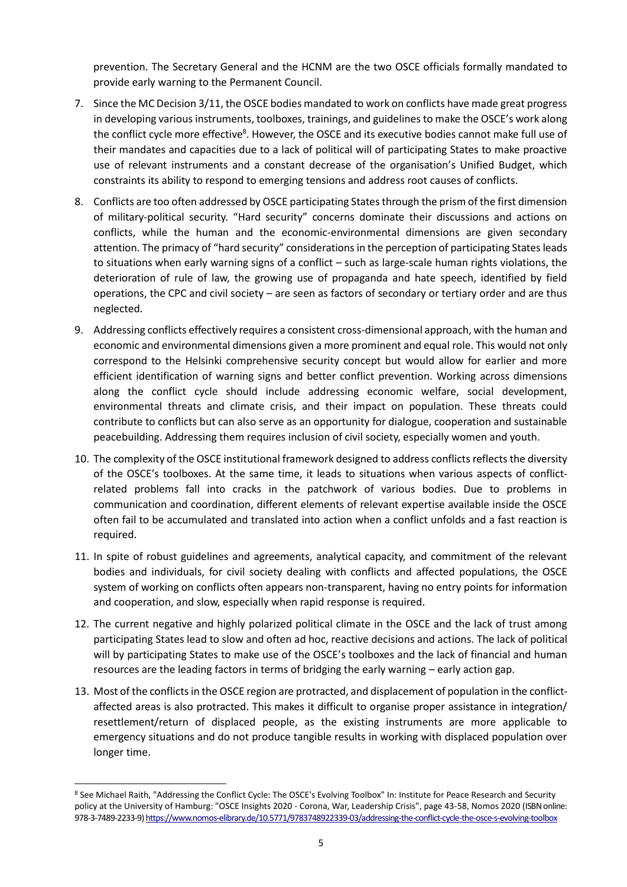prevention. The Secretary General and the HCNM are the two OSCE officials formally mandated to provide early warning to the Permanent Council.

7. Since the MC Decision 3/11, the OSCE bodies mandated to work on conflicts have made great progress in developing various instruments, toolboxes, trainings, and guidelines to make the OSCE's work along the conflict cycle more effective[8]. However, the OSCE and its executive bodies cannot make full use of their mandates and capacities due to a lack of political will of participating States to make proactive use of relevant instruments and a constant decrease of the organisation's Unified Budget, which constraints its ability to respond to emerging tensions and address root causes of conflicts.

8. Conflicts are too often addressed by OSCE participating States through the prism of the first dimension of military-political security. "Hard security" concerns dominate their discussions and actions on conflicts, while the human and the economic-environmental dimensions are given secondary attention. The primacy of "hard security" considerations in the perception of participating States leads to situations when early warning signs of a conflict – such as large-scale human rights violations, the deterioration of rule of law, the growing use of propaganda and hate speech, identified by field operations, the CPC and civil society – are seen as factors of secondary or tertiary order and are thus neglected.

9. Addressing conflicts effectively requires a consistent cross-dimensional approach, with the human and economic and environmental dimensions given a more prominent and equal role. This would not only correspond to the Helsinki comprehensive security concept but would allow for earlier and more efficient identification of warning signs and better conflict prevention. Working across dimensions along the conflict cycle should include addressing economic welfare, social development, environmental threats and climate crisis, and their impact on population. These threats could contribute to conflicts but can also serve as an opportunity for dialogue, cooperation and sustainable peacebuilding. Addressing them requires inclusion of civil society, especially women and youth.

10. The complexity of the OSCE institutional framework designed to address conflicts reflects the diversity of the OSCE's toolboxes. At the same time, it leads to situations when various aspects of conflict-related problems fall into cracks in the patchwork of various bodies. Due to problems in communication and coordination, different elements of relevant expertise available inside the OSCE often fail to be accumulated and translated into action when a conflict unfolds and a fast reaction is required.

11. In spite of robust guidelines and agreements, analytical capacity, and commitment of the relevant bodies and individuals, for civil society dealing with conflicts and affected populations, the OSCE system of working on conflicts often appears non-transparent, having no entry points for information and cooperation, and slow, especially when rapid response is required.

12. The current negative and highly polarized political climate in the OSCE and the lack of trust among participating States lead to slow and often ad hoc, reactive decisions and actions. The lack of political will by participating States to make use of the OSCE's toolboxes and the lack of financial and human resources are the leading factors in terms of bridging the early warning – early action gap.

13. Most of the conflicts in the OSCE region are protracted, and displacement of population in the conflict-affected areas is also protracted. This makes it difficult to organise proper assistance in integration/ resettlement/return of displaced people, as the existing instruments are more applicable to emergency situations and do not produce tangible results in working with displaced population over longer time.

---

[8] See Michael Raith, "Addressing the Conflict Cycle: The OSCE's Evolving Toolbox" In: Institute for Peace Research and Security policy at the University of Hamburg: "OSCE Insights 2020 - Corona, War, Leadership Crisis", page 43-58, Nomos 2020 (ISBN online: 978-3-7489-2233-9) https://www.nomos-elibrary.de/10.5771/9783748922339-03/addressing-the-conflict-cycle-the-osce-s-evolving-toolbox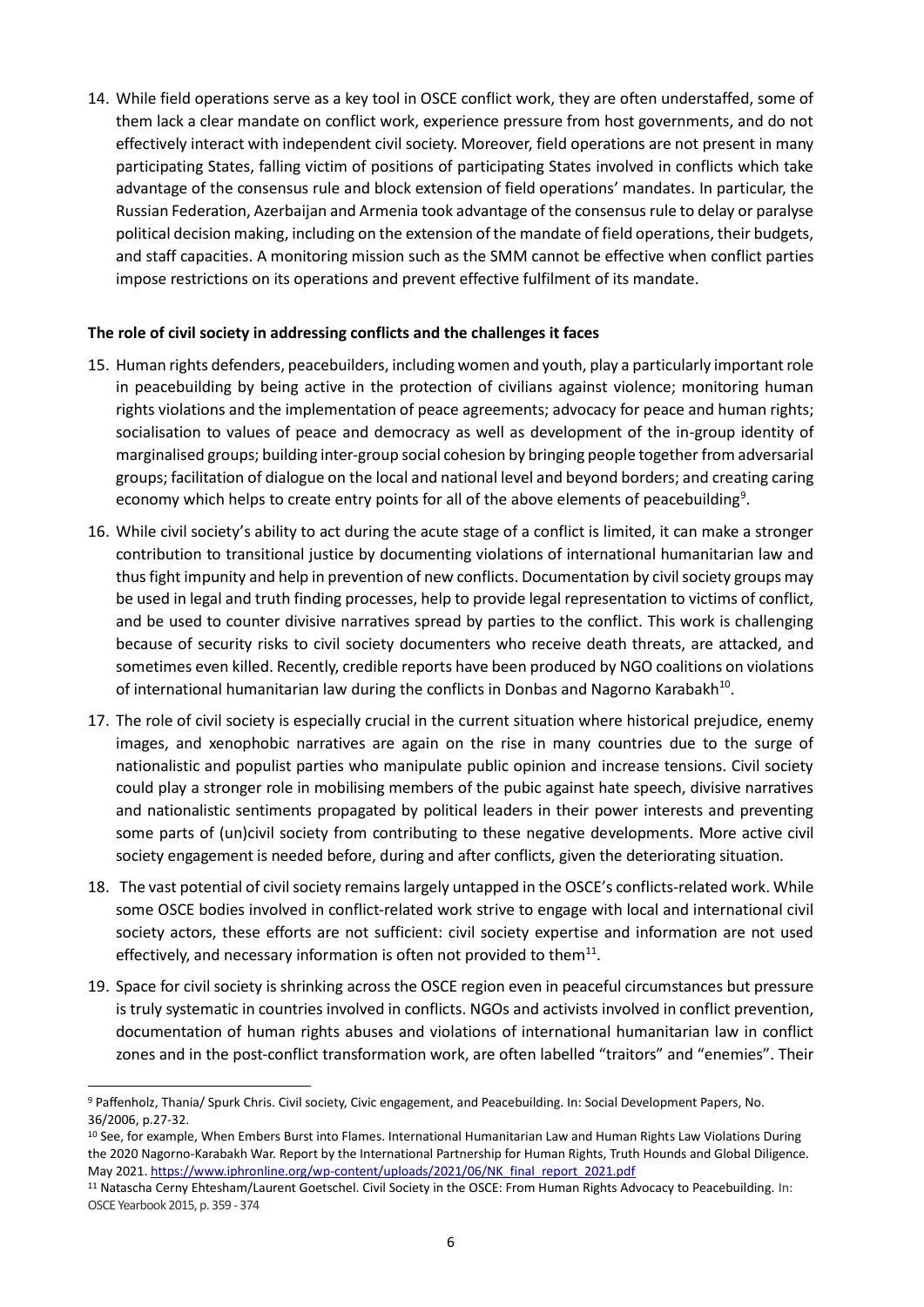14. While field operations serve as a key tool in OSCE conflict work, they are often understaffed, some of them lack a clear mandate on conflict work, experience pressure from host governments, and do not effectively interact with independent civil society. Moreover, field operations are not present in many participating States, falling victim of positions of participating States involved in conflicts which take advantage of the consensus rule and block extension of field operations' mandates. In particular, the Russian Federation, Azerbaijan and Armenia took advantage of the consensus rule to delay or paralyse political decision making, including on the extension of the mandate of field operations, their budgets, and staff capacities. A monitoring mission such as the SMM cannot be effective when conflict parties impose restrictions on its operations and prevent effective fulfilment of its mandate.

**The role of civil society in addressing conflicts and the challenges it faces**

15. Human rights defenders, peacebuilders, including women and youth, play a particularly important role in peacebuilding by being active in the protection of civilians against violence; monitoring human rights violations and the implementation of peace agreements; advocacy for peace and human rights; socialisation to values of peace and democracy as well as development of the in-group identity of marginalised groups; building inter-group social cohesion by bringing people together from adversarial groups; facilitation of dialogue on the local and national level and beyond borders; and creating caring economy which helps to create entry points for all of the above elements of peacebuilding[9].

16. While civil society's ability to act during the acute stage of a conflict is limited, it can make a stronger contribution to transitional justice by documenting violations of international humanitarian law and thus fight impunity and help in prevention of new conflicts. Documentation by civil society groups may be used in legal and truth finding processes, help to provide legal representation to victims of conflict, and be used to counter divisive narratives spread by parties to the conflict. This work is challenging because of security risks to civil society documenters who receive death threats, are attacked, and sometimes even killed. Recently, credible reports have been produced by NGO coalitions on violations of international humanitarian law during the conflicts in Donbas and Nagorno Karabakh[10].

17. The role of civil society is especially crucial in the current situation where historical prejudice, enemy images, and xenophobic narratives are again on the rise in many countries due to the surge of nationalistic and populist parties who manipulate public opinion and increase tensions. Civil society could play a stronger role in mobilising members of the pubic against hate speech, divisive narratives and nationalistic sentiments propagated by political leaders in their power interests and preventing some parts of (un)civil society from contributing to these negative developments. More active civil society engagement is needed before, during and after conflicts, given the deteriorating situation.

18. The vast potential of civil society remains largely untapped in the OSCE's conflicts-related work. While some OSCE bodies involved in conflict-related work strive to engage with local and international civil society actors, these efforts are not sufficient: civil society expertise and information are not used effectively, and necessary information is often not provided to them[11].

19. Space for civil society is shrinking across the OSCE region even in peaceful circumstances but pressure is truly systematic in countries involved in conflicts. NGOs and activists involved in conflict prevention, documentation of human rights abuses and violations of international humanitarian law in conflict zones and in the post-conflict transformation work, are often labelled "traitors" and "enemies". Their

---

[9] Paffenholz, Thania/ Spurk Chris. Civil society, Civic engagement, and Peacebuilding. In: Social Development Papers, No. 36/2006, p.27-32.

[10] See, for example, When Embers Burst into Flames. International Humanitarian Law and Human Rights Law Violations During the 2020 Nagorno-Karabakh War. Report by the International Partnership for Human Rights, Truth Hounds and Global Diligence. May 2021. https://www.iphronline.org/wp-content/uploads/2021/06/NK_final_report_2021.pdf

[11] Natascha Cerny Ehtesham/Laurent Goetschel. Civil Society in the OSCE: From Human Rights Advocacy to Peacebuilding. In: OSCE Yearbook 2015, p. 359 - 374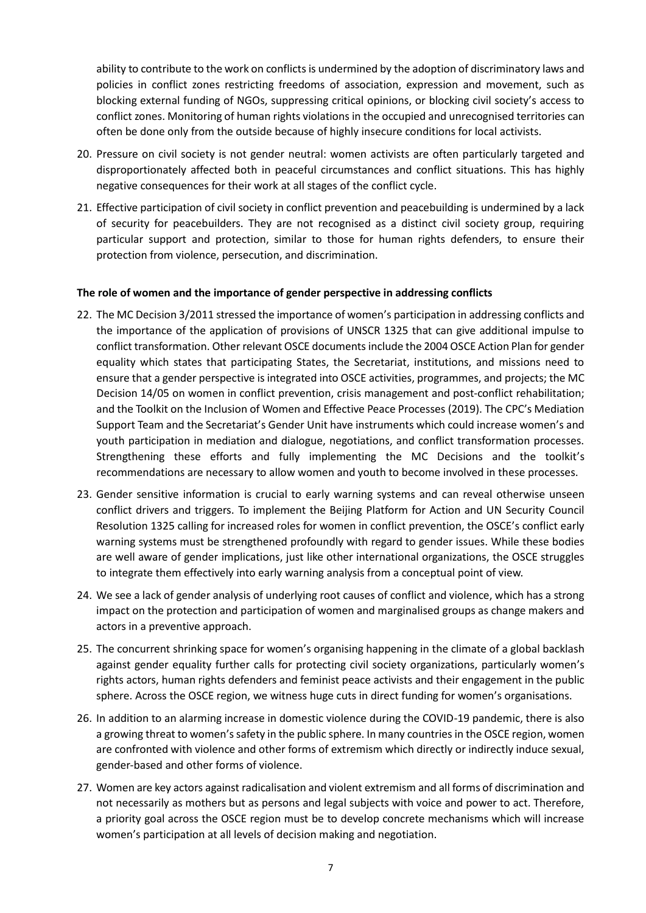ability to contribute to the work on conflicts is undermined by the adoption of discriminatory laws and policies in conflict zones restricting freedoms of association, expression and movement, such as blocking external funding of NGOs, suppressing critical opinions, or blocking civil society's access to conflict zones. Monitoring of human rights violations in the occupied and unrecognised territories can often be done only from the outside because of highly insecure conditions for local activists.

20. Pressure on civil society is not gender neutral: women activists are often particularly targeted and disproportionately affected both in peaceful circumstances and conflict situations. This has highly negative consequences for their work at all stages of the conflict cycle.

21. Effective participation of civil society in conflict prevention and peacebuilding is undermined by a lack of security for peacebuilders. They are not recognised as a distinct civil society group, requiring particular support and protection, similar to those for human rights defenders, to ensure their protection from violence, persecution, and discrimination.

**The role of women and the importance of gender perspective in addressing conflicts**

22. The MC Decision 3/2011 stressed the importance of women's participation in addressing conflicts and the importance of the application of provisions of UNSCR 1325 that can give additional impulse to conflict transformation. Other relevant OSCE documents include the 2004 OSCE Action Plan for gender equality which states that participating States, the Secretariat, institutions, and missions need to ensure that a gender perspective is integrated into OSCE activities, programmes, and projects; the MC Decision 14/05 on women in conflict prevention, crisis management and post-conflict rehabilitation; and the Toolkit on the Inclusion of Women and Effective Peace Processes (2019). The CPC's Mediation Support Team and the Secretariat's Gender Unit have instruments which could increase women's and youth participation in mediation and dialogue, negotiations, and conflict transformation processes. Strengthening these efforts and fully implementing the MC Decisions and the toolkit's recommendations are necessary to allow women and youth to become involved in these processes.

23. Gender sensitive information is crucial to early warning systems and can reveal otherwise unseen conflict drivers and triggers. To implement the Beijing Platform for Action and UN Security Council Resolution 1325 calling for increased roles for women in conflict prevention, the OSCE's conflict early warning systems must be strengthened profoundly with regard to gender issues. While these bodies are well aware of gender implications, just like other international organizations, the OSCE struggles to integrate them effectively into early warning analysis from a conceptual point of view.

24. We see a lack of gender analysis of underlying root causes of conflict and violence, which has a strong impact on the protection and participation of women and marginalised groups as change makers and actors in a preventive approach.

25. The concurrent shrinking space for women's organising happening in the climate of a global backlash against gender equality further calls for protecting civil society organizations, particularly women's rights actors, human rights defenders and feminist peace activists and their engagement in the public sphere. Across the OSCE region, we witness huge cuts in direct funding for women's organisations.

26. In addition to an alarming increase in domestic violence during the COVID-19 pandemic, there is also a growing threat to women's safety in the public sphere. In many countries in the OSCE region, women are confronted with violence and other forms of extremism which directly or indirectly induce sexual, gender-based and other forms of violence.

27. Women are key actors against radicalisation and violent extremism and all forms of discrimination and not necessarily as mothers but as persons and legal subjects with voice and power to act. Therefore, a priority goal across the OSCE region must be to develop concrete mechanisms which will increase women's participation at all levels of decision making and negotiation.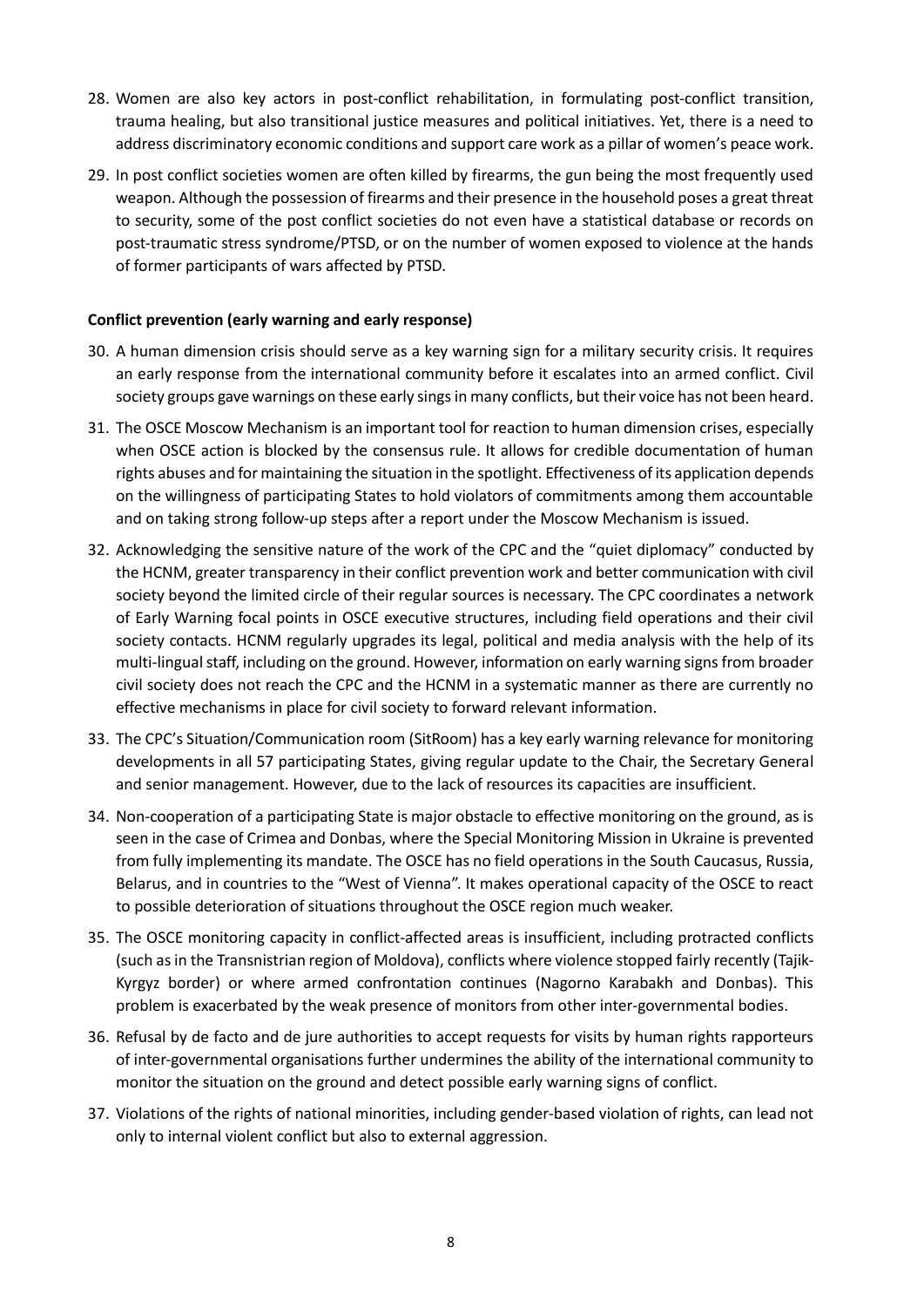28. Women are also key actors in post-conflict rehabilitation, in formulating post-conflict transition, trauma healing, but also transitional justice measures and political initiatives. Yet, there is a need to address discriminatory economic conditions and support care work as a pillar of women's peace work.
29. In post conflict societies women are often killed by firearms, the gun being the most frequently used weapon. Although the possession of firearms and their presence in the household poses a great threat to security, some of the post conflict societies do not even have a statistical database or records on post-traumatic stress syndrome/PTSD, or on the number of women exposed to violence at the hands of former participants of wars affected by PTSD.

**Conflict prevention (early warning and early response)**

30. A human dimension crisis should serve as a key warning sign for a military security crisis. It requires an early response from the international community before it escalates into an armed conflict. Civil society groups gave warnings on these early sings in many conflicts, but their voice has not been heard.
31. The OSCE Moscow Mechanism is an important tool for reaction to human dimension crises, especially when OSCE action is blocked by the consensus rule. It allows for credible documentation of human rights abuses and for maintaining the situation in the spotlight. Effectiveness of its application depends on the willingness of participating States to hold violators of commitments among them accountable and on taking strong follow-up steps after a report under the Moscow Mechanism is issued.
32. Acknowledging the sensitive nature of the work of the CPC and the "quiet diplomacy" conducted by the HCNM, greater transparency in their conflict prevention work and better communication with civil society beyond the limited circle of their regular sources is necessary. The CPC coordinates a network of Early Warning focal points in OSCE executive structures, including field operations and their civil society contacts. HCNM regularly upgrades its legal, political and media analysis with the help of its multi-lingual staff, including on the ground. However, information on early warning signs from broader civil society does not reach the CPC and the HCNM in a systematic manner as there are currently no effective mechanisms in place for civil society to forward relevant information.
33. The CPC's Situation/Communication room (SitRoom) has a key early warning relevance for monitoring developments in all 57 participating States, giving regular update to the Chair, the Secretary General and senior management. However, due to the lack of resources its capacities are insufficient.
34. Non-cooperation of a participating State is major obstacle to effective monitoring on the ground, as is seen in the case of Crimea and Donbas, where the Special Monitoring Mission in Ukraine is prevented from fully implementing its mandate. The OSCE has no field operations in the South Caucasus, Russia, Belarus, and in countries to the "West of Vienna". It makes operational capacity of the OSCE to react to possible deterioration of situations throughout the OSCE region much weaker.
35. The OSCE monitoring capacity in conflict-affected areas is insufficient, including protracted conflicts (such as in the Transnistrian region of Moldova), conflicts where violence stopped fairly recently (Tajik-Kyrgyz border) or where armed confrontation continues (Nagorno Karabakh and Donbas). This problem is exacerbated by the weak presence of monitors from other inter-governmental bodies.
36. Refusal by de facto and de jure authorities to accept requests for visits by human rights rapporteurs of inter-governmental organisations further undermines the ability of the international community to monitor the situation on the ground and detect possible early warning signs of conflict.
37. Violations of the rights of national minorities, including gender-based violation of rights, can lead not only to internal violent conflict but also to external aggression.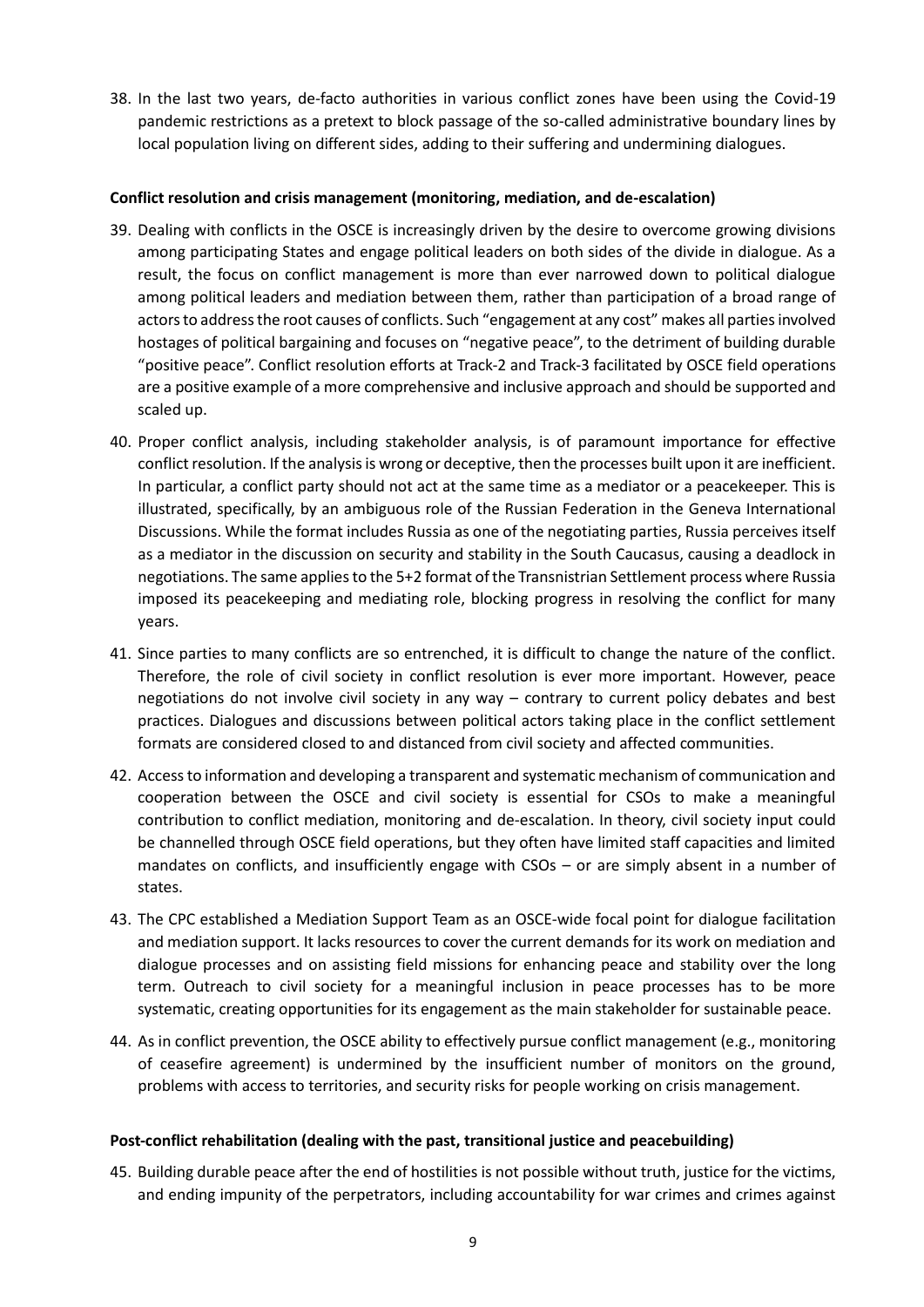38. In the last two years, de-facto authorities in various conflict zones have been using the Covid-19 pandemic restrictions as a pretext to block passage of the so-called administrative boundary lines by local population living on different sides, adding to their suffering and undermining dialogues.

**Conflict resolution and crisis management (monitoring, mediation, and de-escalation)**

39. Dealing with conflicts in the OSCE is increasingly driven by the desire to overcome growing divisions among participating States and engage political leaders on both sides of the divide in dialogue. As a result, the focus on conflict management is more than ever narrowed down to political dialogue among political leaders and mediation between them, rather than participation of a broad range of actors to address the root causes of conflicts. Such "engagement at any cost" makes all parties involved hostages of political bargaining and focuses on "negative peace", to the detriment of building durable "positive peace". Conflict resolution efforts at Track-2 and Track-3 facilitated by OSCE field operations are a positive example of a more comprehensive and inclusive approach and should be supported and scaled up.
40. Proper conflict analysis, including stakeholder analysis, is of paramount importance for effective conflict resolution. If the analysis is wrong or deceptive, then the processes built upon it are inefficient. In particular, a conflict party should not act at the same time as a mediator or a peacekeeper. This is illustrated, specifically, by an ambiguous role of the Russian Federation in the Geneva International Discussions. While the format includes Russia as one of the negotiating parties, Russia perceives itself as a mediator in the discussion on security and stability in the South Caucasus, causing a deadlock in negotiations. The same applies to the 5+2 format of the Transnistrian Settlement process where Russia imposed its peacekeeping and mediating role, blocking progress in resolving the conflict for many years.
41. Since parties to many conflicts are so entrenched, it is difficult to change the nature of the conflict. Therefore, the role of civil society in conflict resolution is ever more important. However, peace negotiations do not involve civil society in any way – contrary to current policy debates and best practices. Dialogues and discussions between political actors taking place in the conflict settlement formats are considered closed to and distanced from civil society and affected communities.
42. Access to information and developing a transparent and systematic mechanism of communication and cooperation between the OSCE and civil society is essential for CSOs to make a meaningful contribution to conflict mediation, monitoring and de-escalation. In theory, civil society input could be channelled through OSCE field operations, but they often have limited staff capacities and limited mandates on conflicts, and insufficiently engage with CSOs – or are simply absent in a number of states.
43. The CPC established a Mediation Support Team as an OSCE-wide focal point for dialogue facilitation and mediation support. It lacks resources to cover the current demands for its work on mediation and dialogue processes and on assisting field missions for enhancing peace and stability over the long term. Outreach to civil society for a meaningful inclusion in peace processes has to be more systematic, creating opportunities for its engagement as the main stakeholder for sustainable peace.
44. As in conflict prevention, the OSCE ability to effectively pursue conflict management (e.g., monitoring of ceasefire agreement) is undermined by the insufficient number of monitors on the ground, problems with access to territories, and security risks for people working on crisis management.

**Post-conflict rehabilitation (dealing with the past, transitional justice and peacebuilding)**

45. Building durable peace after the end of hostilities is not possible without truth, justice for the victims, and ending impunity of the perpetrators, including accountability for war crimes and crimes against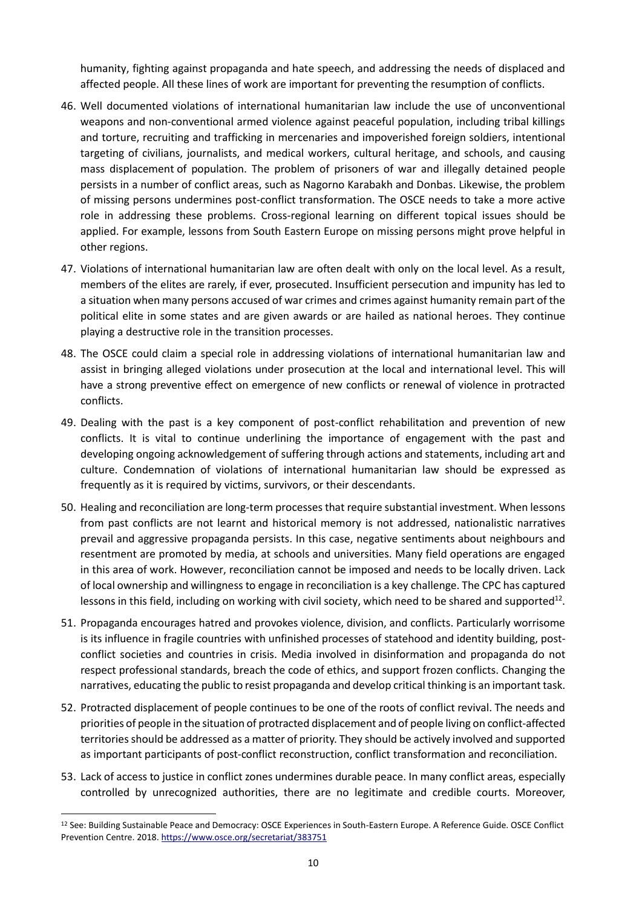humanity, fighting against propaganda and hate speech, and addressing the needs of displaced and affected people. All these lines of work are important for preventing the resumption of conflicts.

46. Well documented violations of international humanitarian law include the use of unconventional weapons and non-conventional armed violence against peaceful population, including tribal killings and torture, recruiting and trafficking in mercenaries and impoverished foreign soldiers, intentional targeting of civilians, journalists, and medical workers, cultural heritage, and schools, and causing mass displacement of population. The problem of prisoners of war and illegally detained people persists in a number of conflict areas, such as Nagorno Karabakh and Donbas. Likewise, the problem of missing persons undermines post-conflict transformation. The OSCE needs to take a more active role in addressing these problems. Cross-regional learning on different topical issues should be applied. For example, lessons from South Eastern Europe on missing persons might prove helpful in other regions.

47. Violations of international humanitarian law are often dealt with only on the local level. As a result, members of the elites are rarely, if ever, prosecuted. Insufficient persecution and impunity has led to a situation when many persons accused of war crimes and crimes against humanity remain part of the political elite in some states and are given awards or are hailed as national heroes. They continue playing a destructive role in the transition processes.

48. The OSCE could claim a special role in addressing violations of international humanitarian law and assist in bringing alleged violations under prosecution at the local and international level. This will have a strong preventive effect on emergence of new conflicts or renewal of violence in protracted conflicts.

49. Dealing with the past is a key component of post-conflict rehabilitation and prevention of new conflicts. It is vital to continue underlining the importance of engagement with the past and developing ongoing acknowledgement of suffering through actions and statements, including art and culture. Condemnation of violations of international humanitarian law should be expressed as frequently as it is required by victims, survivors, or their descendants.

50. Healing and reconciliation are long-term processes that require substantial investment. When lessons from past conflicts are not learnt and historical memory is not addressed, nationalistic narratives prevail and aggressive propaganda persists. In this case, negative sentiments about neighbours and resentment are promoted by media, at schools and universities. Many field operations are engaged in this area of work. However, reconciliation cannot be imposed and needs to be locally driven. Lack of local ownership and willingness to engage in reconciliation is a key challenge. The CPC has captured lessons in this field, including on working with civil society, which need to be shared and supported[12].

51. Propaganda encourages hatred and provokes violence, division, and conflicts. Particularly worrisome is its influence in fragile countries with unfinished processes of statehood and identity building, post-conflict societies and countries in crisis. Media involved in disinformation and propaganda do not respect professional standards, breach the code of ethics, and support frozen conflicts. Changing the narratives, educating the public to resist propaganda and develop critical thinking is an important task.

52. Protracted displacement of people continues to be one of the roots of conflict revival. The needs and priorities of people in the situation of protracted displacement and of people living on conflict-affected territories should be addressed as a matter of priority. They should be actively involved and supported as important participants of post-conflict reconstruction, conflict transformation and reconciliation.

53. Lack of access to justice in conflict zones undermines durable peace. In many conflict areas, especially controlled by unrecognized authorities, there are no legitimate and credible courts. Moreover,

[12] See: Building Sustainable Peace and Democracy: OSCE Experiences in South-Eastern Europe. A Reference Guide. OSCE Conflict Prevention Centre. 2018. https://www.osce.org/secretariat/383751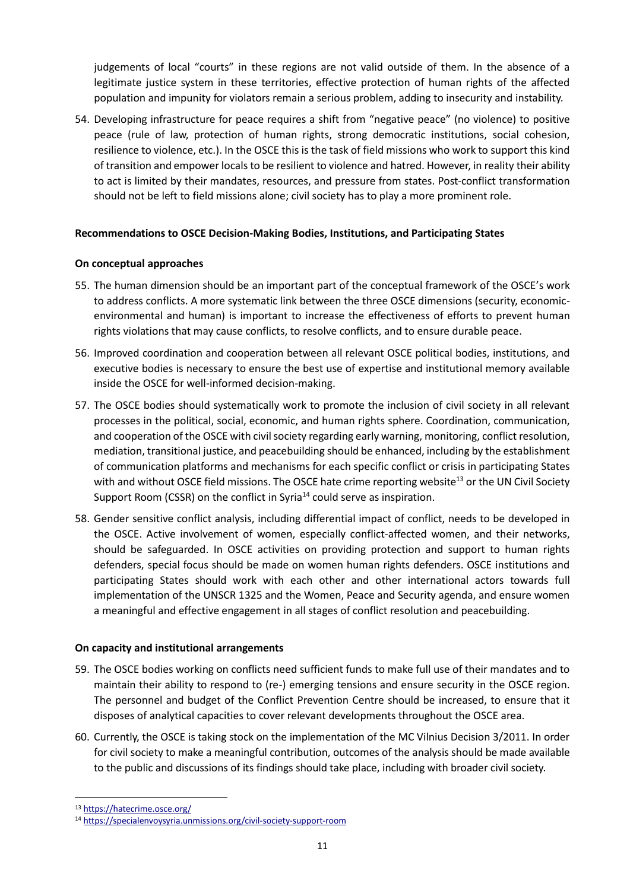judgements of local “courts” in these regions are not valid outside of them. In the absence of a legitimate justice system in these territories, effective protection of human rights of the affected population and impunity for violators remain a serious problem, adding to insecurity and instability.

54. Developing infrastructure for peace requires a shift from “negative peace” (no violence) to positive peace (rule of law, protection of human rights, strong democratic institutions, social cohesion, resilience to violence, etc.). In the OSCE this is the task of field missions who work to support this kind of transition and empower locals to be resilient to violence and hatred. However, in reality their ability to act is limited by their mandates, resources, and pressure from states. Post-conflict transformation should not be left to field missions alone; civil society has to play a more prominent role.

**Recommendations to OSCE Decision-Making Bodies, Institutions, and Participating States**

**On conceptual approaches**

55. The human dimension should be an important part of the conceptual framework of the OSCE’s work to address conflicts. A more systematic link between the three OSCE dimensions (security, economic-environmental and human) is important to increase the effectiveness of efforts to prevent human rights violations that may cause conflicts, to resolve conflicts, and to ensure durable peace.

56. Improved coordination and cooperation between all relevant OSCE political bodies, institutions, and executive bodies is necessary to ensure the best use of expertise and institutional memory available inside the OSCE for well-informed decision-making.

57. The OSCE bodies should systematically work to promote the inclusion of civil society in all relevant processes in the political, social, economic, and human rights sphere. Coordination, communication, and cooperation of the OSCE with civil society regarding early warning, monitoring, conflict resolution, mediation, transitional justice, and peacebuilding should be enhanced, including by the establishment of communication platforms and mechanisms for each specific conflict or crisis in participating States with and without OSCE field missions. The OSCE hate crime reporting website[13] or the UN Civil Society Support Room (CSSR) on the conflict in Syria[14] could serve as inspiration.

58. Gender sensitive conflict analysis, including differential impact of conflict, needs to be developed in the OSCE. Active involvement of women, especially conflict-affected women, and their networks, should be safeguarded. In OSCE activities on providing protection and support to human rights defenders, special focus should be made on women human rights defenders. OSCE institutions and participating States should work with each other and other international actors towards full implementation of the UNSCR 1325 and the Women, Peace and Security agenda, and ensure women a meaningful and effective engagement in all stages of conflict resolution and peacebuilding.

**On capacity and institutional arrangements**

59. The OSCE bodies working on conflicts need sufficient funds to make full use of their mandates and to maintain their ability to respond to (re-) emerging tensions and ensure security in the OSCE region. The personnel and budget of the Conflict Prevention Centre should be increased, to ensure that it disposes of analytical capacities to cover relevant developments throughout the OSCE area.

60. Currently, the OSCE is taking stock on the implementation of the MC Vilnius Decision 3/2011. In order for civil society to make a meaningful contribution, outcomes of the analysis should be made available to the public and discussions of its findings should take place, including with broader civil society.

---

[13] https://hatecrime.osce.org/

[14] https://specialenvoysyria.unmissions.org/civil-society-support-room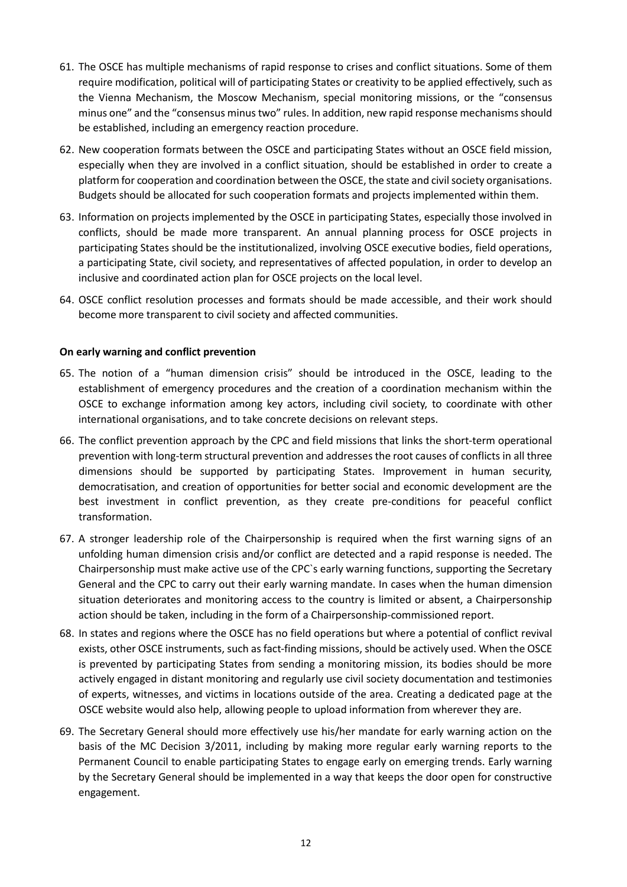61. The OSCE has multiple mechanisms of rapid response to crises and conflict situations. Some of them require modification, political will of participating States or creativity to be applied effectively, such as the Vienna Mechanism, the Moscow Mechanism, special monitoring missions, or the "consensus minus one" and the "consensus minus two" rules. In addition, new rapid response mechanisms should be established, including an emergency reaction procedure.

62. New cooperation formats between the OSCE and participating States without an OSCE field mission, especially when they are involved in a conflict situation, should be established in order to create a platform for cooperation and coordination between the OSCE, the state and civil society organisations. Budgets should be allocated for such cooperation formats and projects implemented within them.

63. Information on projects implemented by the OSCE in participating States, especially those involved in conflicts, should be made more transparent. An annual planning process for OSCE projects in participating States should be the institutionalized, involving OSCE executive bodies, field operations, a participating State, civil society, and representatives of affected population, in order to develop an inclusive and coordinated action plan for OSCE projects on the local level.

64. OSCE conflict resolution processes and formats should be made accessible, and their work should become more transparent to civil society and affected communities.

**On early warning and conflict prevention**

65. The notion of a "human dimension crisis" should be introduced in the OSCE, leading to the establishment of emergency procedures and the creation of a coordination mechanism within the OSCE to exchange information among key actors, including civil society, to coordinate with other international organisations, and to take concrete decisions on relevant steps.

66. The conflict prevention approach by the CPC and field missions that links the short-term operational prevention with long-term structural prevention and addresses the root causes of conflicts in all three dimensions should be supported by participating States. Improvement in human security, democratisation, and creation of opportunities for better social and economic development are the best investment in conflict prevention, as they create pre-conditions for peaceful conflict transformation.

67. A stronger leadership role of the Chairpersonship is required when the first warning signs of an unfolding human dimension crisis and/or conflict are detected and a rapid response is needed. The Chairpersonship must make active use of the CPC`s early warning functions, supporting the Secretary General and the CPC to carry out their early warning mandate. In cases when the human dimension situation deteriorates and monitoring access to the country is limited or absent, a Chairpersonship action should be taken, including in the form of a Chairpersonship-commissioned report.

68. In states and regions where the OSCE has no field operations but where a potential of conflict revival exists, other OSCE instruments, such as fact-finding missions, should be actively used. When the OSCE is prevented by participating States from sending a monitoring mission, its bodies should be more actively engaged in distant monitoring and regularly use civil society documentation and testimonies of experts, witnesses, and victims in locations outside of the area. Creating a dedicated page at the OSCE website would also help, allowing people to upload information from wherever they are.

69. The Secretary General should more effectively use his/her mandate for early warning action on the basis of the MC Decision 3/2011, including by making more regular early warning reports to the Permanent Council to enable participating States to engage early on emerging trends. Early warning by the Secretary General should be implemented in a way that keeps the door open for constructive engagement.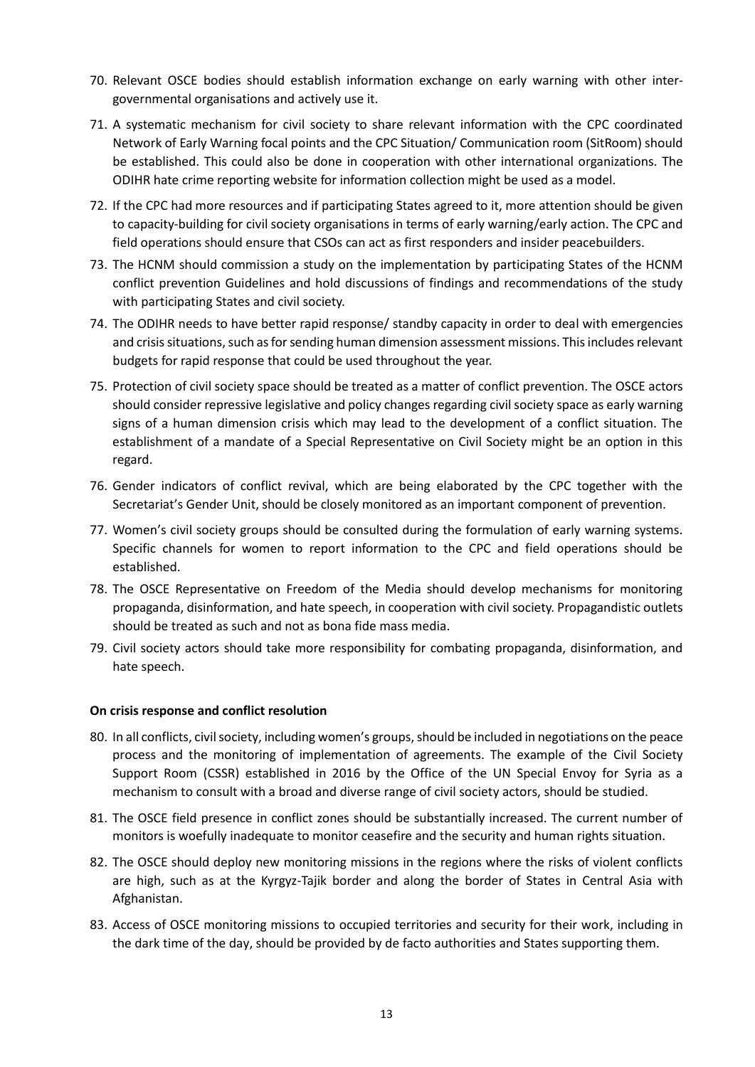70. Relevant OSCE bodies should establish information exchange on early warning with other inter-governmental organisations and actively use it.
71. A systematic mechanism for civil society to share relevant information with the CPC coordinated Network of Early Warning focal points and the CPC Situation/ Communication room (SitRoom) should be established. This could also be done in cooperation with other international organizations. The ODIHR hate crime reporting website for information collection might be used as a model.
72. If the CPC had more resources and if participating States agreed to it, more attention should be given to capacity-building for civil society organisations in terms of early warning/early action. The CPC and field operations should ensure that CSOs can act as first responders and insider peacebuilders.
73. The HCNM should commission a study on the implementation by participating States of the HCNM conflict prevention Guidelines and hold discussions of findings and recommendations of the study with participating States and civil society.
74. The ODIHR needs to have better rapid response/ standby capacity in order to deal with emergencies and crisis situations, such as for sending human dimension assessment missions. This includes relevant budgets for rapid response that could be used throughout the year.
75. Protection of civil society space should be treated as a matter of conflict prevention. The OSCE actors should consider repressive legislative and policy changes regarding civil society space as early warning signs of a human dimension crisis which may lead to the development of a conflict situation. The establishment of a mandate of a Special Representative on Civil Society might be an option in this regard.
76. Gender indicators of conflict revival, which are being elaborated by the CPC together with the Secretariat's Gender Unit, should be closely monitored as an important component of prevention.
77. Women's civil society groups should be consulted during the formulation of early warning systems. Specific channels for women to report information to the CPC and field operations should be established.
78. The OSCE Representative on Freedom of the Media should develop mechanisms for monitoring propaganda, disinformation, and hate speech, in cooperation with civil society. Propagandistic outlets should be treated as such and not as bona fide mass media.
79. Civil society actors should take more responsibility for combating propaganda, disinformation, and hate speech.

**On crisis response and conflict resolution**

80. In all conflicts, civil society, including women's groups, should be included in negotiations on the peace process and the monitoring of implementation of agreements. The example of the Civil Society Support Room (CSSR) established in 2016 by the Office of the UN Special Envoy for Syria as a mechanism to consult with a broad and diverse range of civil society actors, should be studied.
81. The OSCE field presence in conflict zones should be substantially increased. The current number of monitors is woefully inadequate to monitor ceasefire and the security and human rights situation.
82. The OSCE should deploy new monitoring missions in the regions where the risks of violent conflicts are high, such as at the Kyrgyz-Tajik border and along the border of States in Central Asia with Afghanistan.
83. Access of OSCE monitoring missions to occupied territories and security for their work, including in the dark time of the day, should be provided by de facto authorities and States supporting them.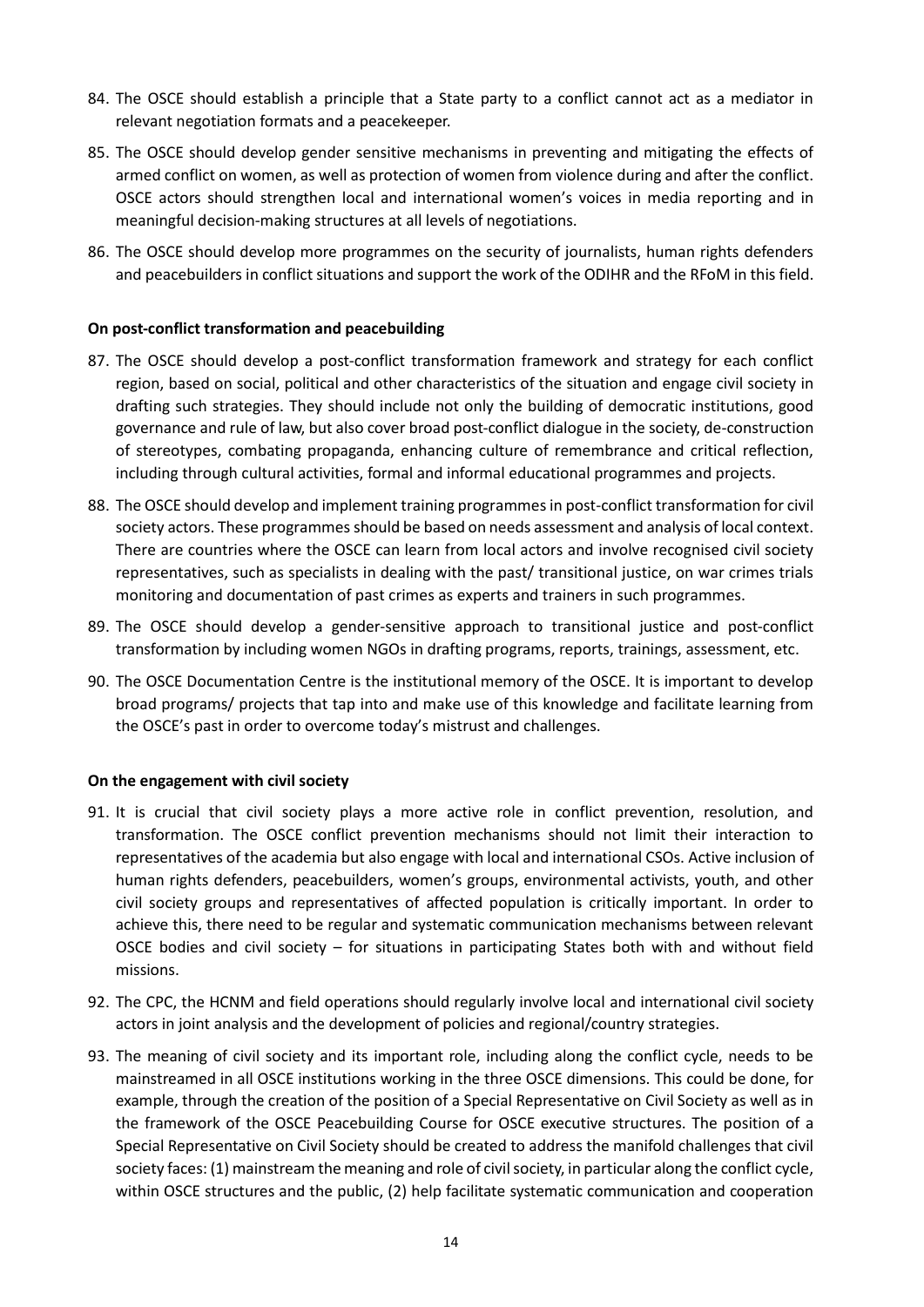84. The OSCE should establish a principle that a State party to a conflict cannot act as a mediator in relevant negotiation formats and a peacekeeper.

85. The OSCE should develop gender sensitive mechanisms in preventing and mitigating the effects of armed conflict on women, as well as protection of women from violence during and after the conflict. OSCE actors should strengthen local and international women's voices in media reporting and in meaningful decision-making structures at all levels of negotiations.

86. The OSCE should develop more programmes on the security of journalists, human rights defenders and peacebuilders in conflict situations and support the work of the ODIHR and the RFoM in this field.

**On post-conflict transformation and peacebuilding**

87. The OSCE should develop a post-conflict transformation framework and strategy for each conflict region, based on social, political and other characteristics of the situation and engage civil society in drafting such strategies. They should include not only the building of democratic institutions, good governance and rule of law, but also cover broad post-conflict dialogue in the society, de-construction of stereotypes, combating propaganda, enhancing culture of remembrance and critical reflection, including through cultural activities, formal and informal educational programmes and projects.

88. The OSCE should develop and implement training programmes in post-conflict transformation for civil society actors. These programmes should be based on needs assessment and analysis of local context. There are countries where the OSCE can learn from local actors and involve recognised civil society representatives, such as specialists in dealing with the past/ transitional justice, on war crimes trials monitoring and documentation of past crimes as experts and trainers in such programmes.

89. The OSCE should develop a gender-sensitive approach to transitional justice and post-conflict transformation by including women NGOs in drafting programs, reports, trainings, assessment, etc.

90. The OSCE Documentation Centre is the institutional memory of the OSCE. It is important to develop broad programs/ projects that tap into and make use of this knowledge and facilitate learning from the OSCE's past in order to overcome today's mistrust and challenges.

**On the engagement with civil society**

91. It is crucial that civil society plays a more active role in conflict prevention, resolution, and transformation. The OSCE conflict prevention mechanisms should not limit their interaction to representatives of the academia but also engage with local and international CSOs. Active inclusion of human rights defenders, peacebuilders, women's groups, environmental activists, youth, and other civil society groups and representatives of affected population is critically important. In order to achieve this, there need to be regular and systematic communication mechanisms between relevant OSCE bodies and civil society – for situations in participating States both with and without field missions.

92. The CPC, the HCNM and field operations should regularly involve local and international civil society actors in joint analysis and the development of policies and regional/country strategies.

93. The meaning of civil society and its important role, including along the conflict cycle, needs to be mainstreamed in all OSCE institutions working in the three OSCE dimensions. This could be done, for example, through the creation of the position of a Special Representative on Civil Society as well as in the framework of the OSCE Peacebuilding Course for OSCE executive structures. The position of a Special Representative on Civil Society should be created to address the manifold challenges that civil society faces: (1) mainstream the meaning and role of civil society, in particular along the conflict cycle, within OSCE structures and the public, (2) help facilitate systematic communication and cooperation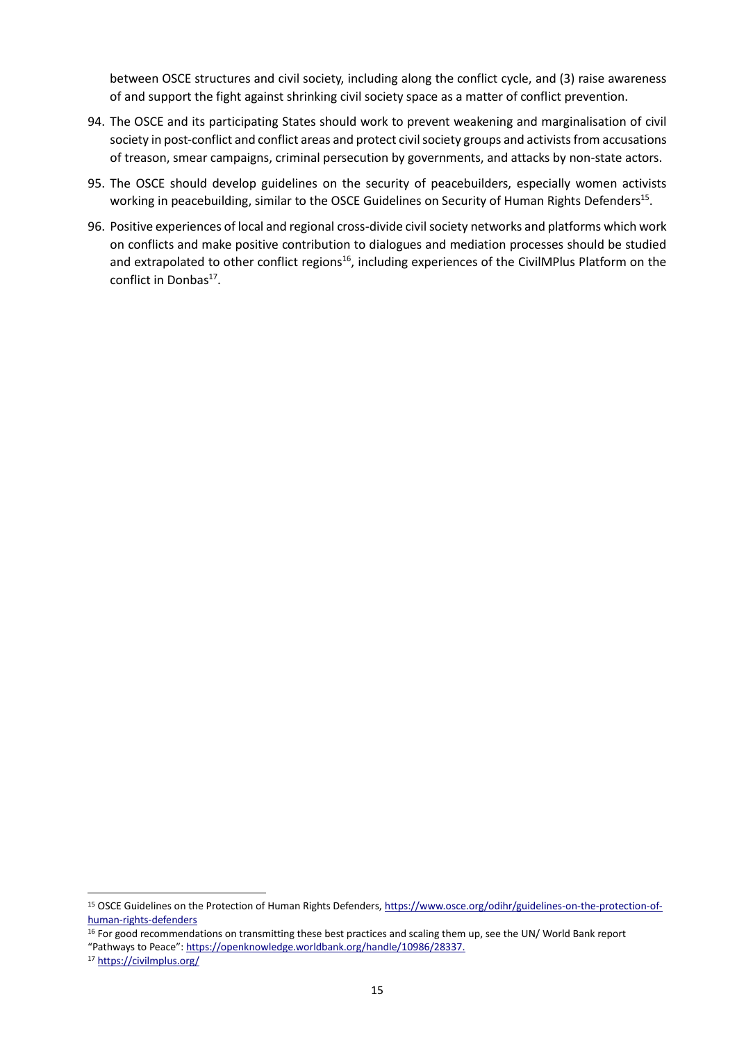between OSCE structures and civil society, including along the conflict cycle, and (3) raise awareness of and support the fight against shrinking civil society space as a matter of conflict prevention.

94. The OSCE and its participating States should work to prevent weakening and marginalisation of civil society in post-conflict and conflict areas and protect civil society groups and activists from accusations of treason, smear campaigns, criminal persecution by governments, and attacks by non-state actors.

95. The OSCE should develop guidelines on the security of peacebuilders, especially women activists working in peacebuilding, similar to the OSCE Guidelines on Security of Human Rights Defenders[15].

96. Positive experiences of local and regional cross-divide civil society networks and platforms which work on conflicts and make positive contribution to dialogues and mediation processes should be studied and extrapolated to other conflict regions[16], including experiences of the CivilMPlus Platform on the conflict in Donbas[17].

---

[15] OSCE Guidelines on the Protection of Human Rights Defenders, https://www.osce.org/odihr/guidelines-on-the-protection-of-human-rights-defenders

[16] For good recommendations on transmitting these best practices and scaling them up, see the UN/ World Bank report "Pathways to Peace": https://openknowledge.worldbank.org/handle/10986/28337.

[17] https://civilmplus.org/